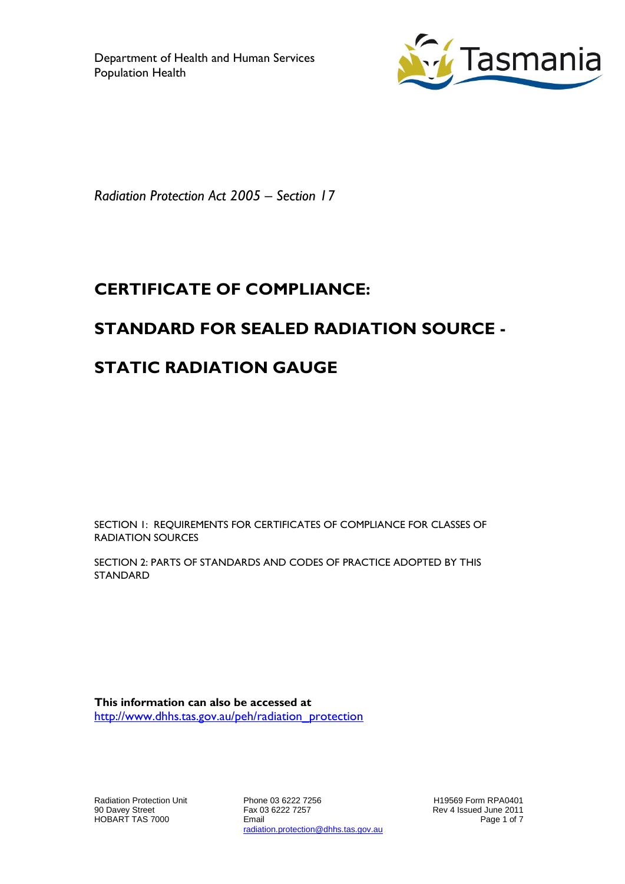Department of Health and Human Services
Population Health

*Radiation Protection Act 2005 – Section 17*

# CERTIFICATE OF COMPLIANCE:

# STANDARD FOR SEALED RADIATION SOURCE -

# STATIC RADIATION GAUGE

SECTION 1: REQUIREMENTS FOR CERTIFICATES OF COMPLIANCE FOR CLASSES OF RADIATION SOURCES

SECTION 2: PARTS OF STANDARDS AND CODES OF PRACTICE ADOPTED BY THIS STANDARD

**This information can also be accessed at**
http://www.dhhs.tas.gov.au/peh/radiation_protection

Radiation Protection Unit
90 Davey Street
HOBART TAS 7000

Phone 03 6222 7256
Fax 03 6222 7257
Email
radiation.protection@dhhs.tas.gov.au

H19569 Form RPA0401
Rev 4 Issued June 2011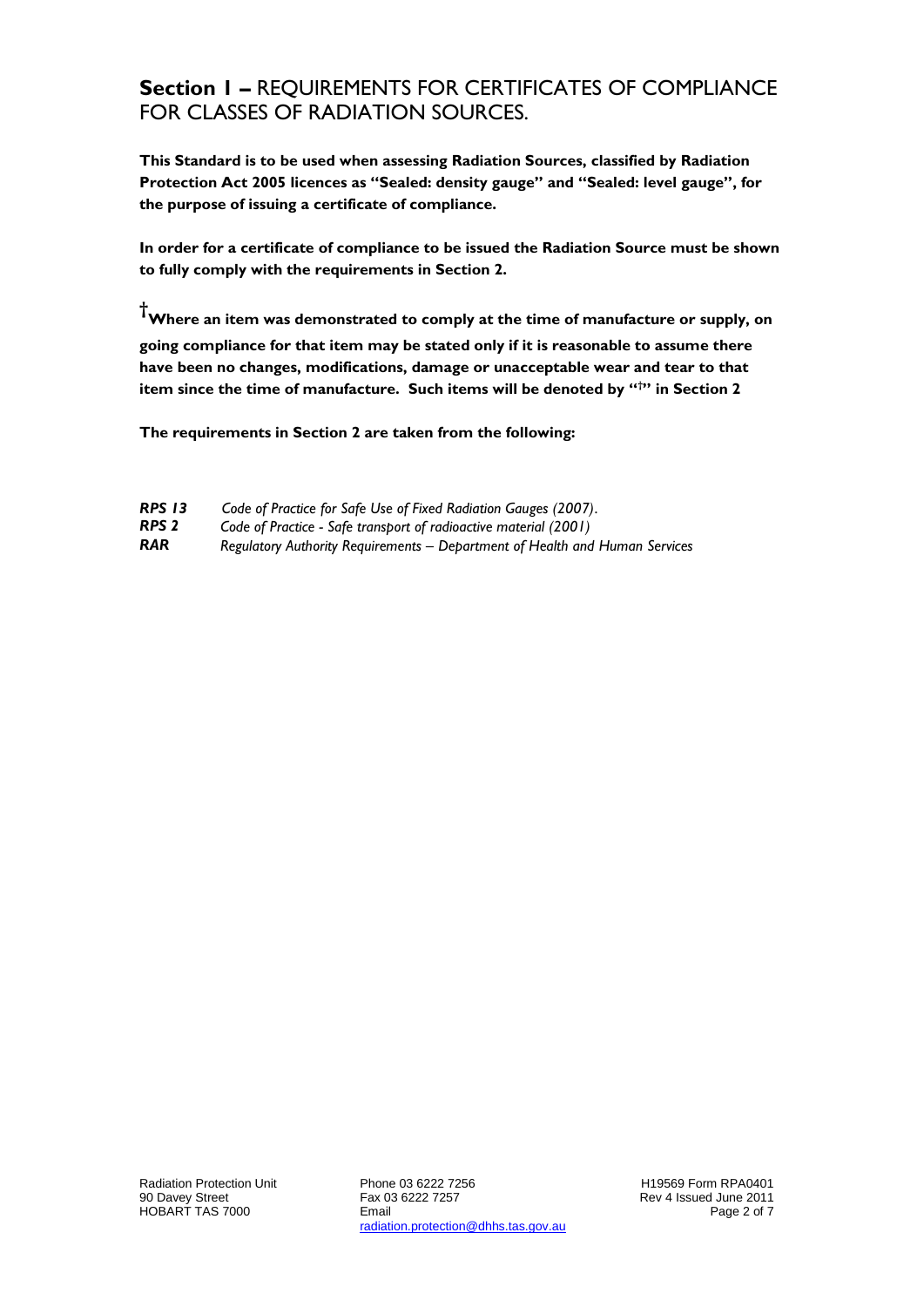## **Section 1 –** REQUIREMENTS FOR CERTIFICATES OF COMPLIANCE FOR CLASSES OF RADIATION SOURCES.

**This Standard is to be used when assessing Radiation Sources, classified by Radiation Protection Act 2005 licences as "Sealed: density gauge" and "Sealed: level gauge", for the purpose of issuing a certificate of compliance.**

**In order for a certificate of compliance to be issued the Radiation Source must be shown to fully comply with the requirements in Section 2.**

**†Where an item was demonstrated to comply at the time of manufacture or supply, on going compliance for that item may be stated only if it is reasonable to assume there have been no changes, modifications, damage or unacceptable wear and tear to that item since the time of manufacture. Such items will be denoted by "†" in Section 2**

**The requirements in Section 2 are taken from the following:**

| | |
|---|---|
| ***RPS 13*** | *Code of Practice for Safe Use of Fixed Radiation Gauges (2007).* |
| ***RPS 2*** | *Code of Practice - Safe transport of radioactive material (2001)* |
| ***RAR*** | *Regulatory Authority Requirements – Department of Health and Human Services* |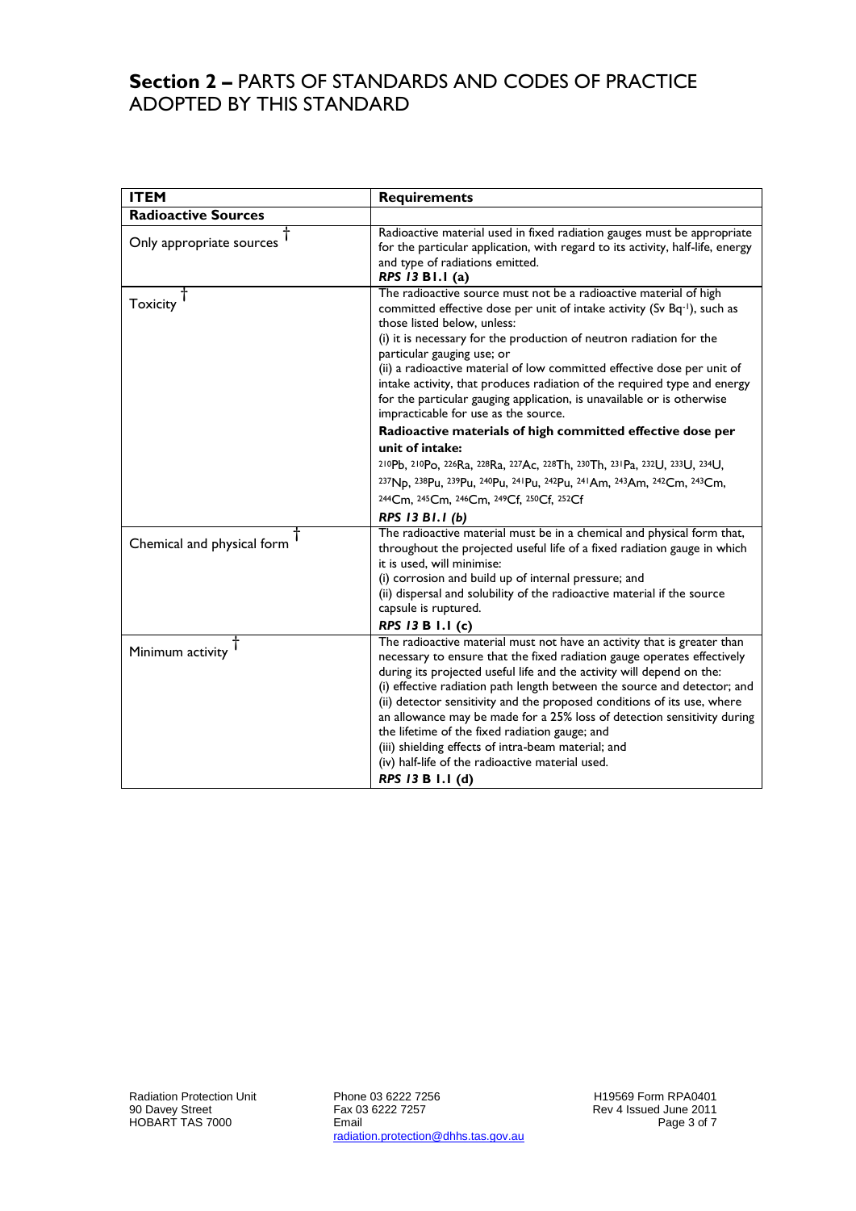## **Section 2 –** PARTS OF STANDARDS AND CODES OF PRACTICE ADOPTED BY THIS STANDARD

| **ITEM** | **Requirements** |
|---|---|
| **Radioactive Sources** | |
| Only appropriate sources † | Radioactive material used in fixed radiation gauges must be appropriate for the particular application, with regard to its activity, half-life, energy and type of radiations emitted.<br>***RPS 13* B1.1 (a)** |
| Toxicity † | The radioactive source must not be a radioactive material of high committed effective dose per unit of intake activity (Sv $Bq^{-1}$), such as those listed below, unless:<br>(i) it is necessary for the production of neutron radiation for the particular gauging use; or<br>(ii) a radioactive material of low committed effective dose per unit of intake activity, that produces radiation of the required type and energy for the particular gauging application, is unavailable or is otherwise impracticable for use as the source.<br>**Radioactive materials of high committed effective dose per unit of intake:**<br>$^{210}Pb$, $^{210}Po$, $^{226}Ra$, $^{228}Ra$, $^{227}Ac$, $^{228}Th$, $^{230}Th$, $^{231}Pa$, $^{232}U$, $^{233}U$, $^{234}U$, $^{237}Np$, $^{238}Pu$, $^{239}Pu$, $^{240}Pu$, $^{241}Pu$, $^{242}Pu$, $^{241}Am$, $^{243}Am$, $^{242}Cm$, $^{243}Cm$, $^{244}Cm$, $^{245}Cm$, $^{246}Cm$, $^{249}Cf$, $^{250}Cf$, $^{252}Cf$<br>***RPS 13 B1.1 (b)*** |
| Chemical and physical form † | The radioactive material must be in a chemical and physical form that, throughout the projected useful life of a fixed radiation gauge in which it is used, will minimise:<br>(i) corrosion and build up of internal pressure; and<br>(ii) dispersal and solubility of the radioactive material if the source capsule is ruptured.<br>***RPS 13* B 1.1 (c)** |
| Minimum activity † | The radioactive material must not have an activity that is greater than necessary to ensure that the fixed radiation gauge operates effectively during its projected useful life and the activity will depend on the:<br>(i) effective radiation path length between the source and detector; and<br>(ii) detector sensitivity and the proposed conditions of its use, where an allowance may be made for a 25% loss of detection sensitivity during the lifetime of the fixed radiation gauge; and<br>(iii) shielding effects of intra-beam material; and<br>(iv) half-life of the radioactive material used.<br>***RPS 13* B 1.1 (d)** |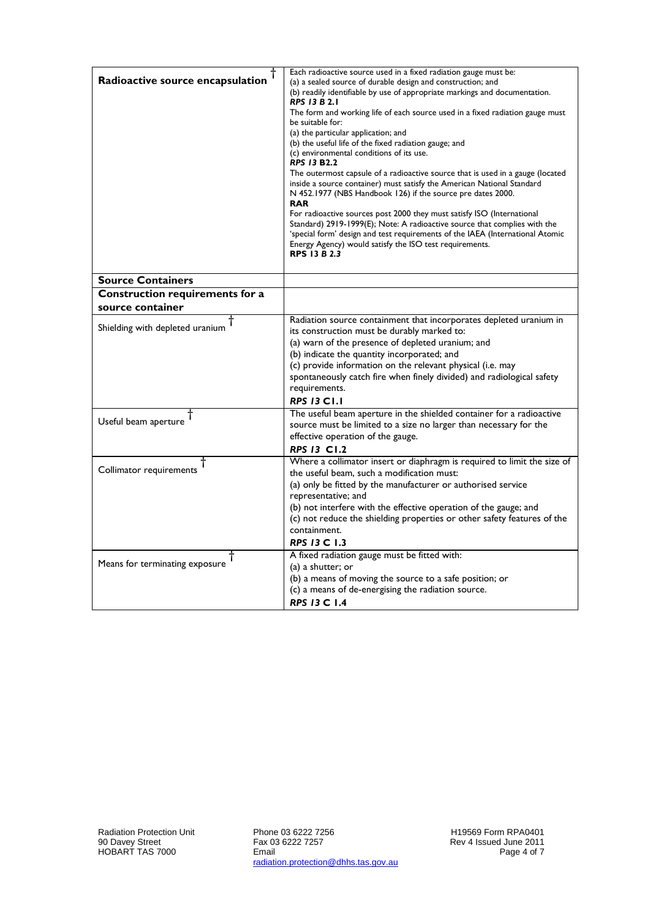| | |
|---|---|
| **Radioactive source encapsulation** † | Each radioactive source used in a fixed radiation gauge must be:<br>(a) a sealed source of durable design and construction; and<br>(b) readily identifiable by use of appropriate markings and documentation.<br>***RPS 13 B* 2.1**<br>The form and working life of each source used in a fixed radiation gauge must be suitable for:<br>(a) the particular application; and<br>(b) the useful life of the fixed radiation gauge; and<br>(c) environmental conditions of its use.<br>***RPS 13* B2.2**<br>The outermost capsule of a radioactive source that is used in a gauge (located inside a source container) must satisfy the American National Standard N 452.1977 (NBS Handbook 126) if the source pre dates 2000.<br>**RAR**<br>For radioactive sources post 2000 they must satisfy ISO (International Standard) 2919-1999(E); Note: A radioactive source that complies with the 'special form' design and test requirements of the IAEA (International Atomic Energy Agency) would satisfy the ISO test requirements.<br>**RPS 13 *B 2.3*** |
| **Source Containers** | |
| **Construction requirements for a source container** | |
| Shielding with depleted uranium † | Radiation source containment that incorporates depleted uranium in its construction must be durably marked to:<br>(a) warn of the presence of depleted uranium; and<br>(b) indicate the quantity incorporated; and<br>(c) provide information on the relevant physical (i.e. may spontaneously catch fire when finely divided) and radiological safety requirements.<br>***RPS 13* C1.1** |
| Useful beam aperture † | The useful beam aperture in the shielded container for a radioactive source must be limited to a size no larger than necessary for the effective operation of the gauge.<br>***RPS 13* C1.2** |
| Collimator requirements † | Where a collimator insert or diaphragm is required to limit the size of the useful beam, such a modification must:<br>(a) only be fitted by the manufacturer or authorised service representative; and<br>(b) not interfere with the effective operation of the gauge; and<br>(c) not reduce the shielding properties or other safety features of the containment.<br>***RPS 13* C 1.3** |
| Means for terminating exposure † | A fixed radiation gauge must be fitted with:<br>(a) a shutter; or<br>(b) a means of moving the source to a safe position; or<br>(c) a means of de-energising the radiation source.<br>***RPS 13* C 1.4** |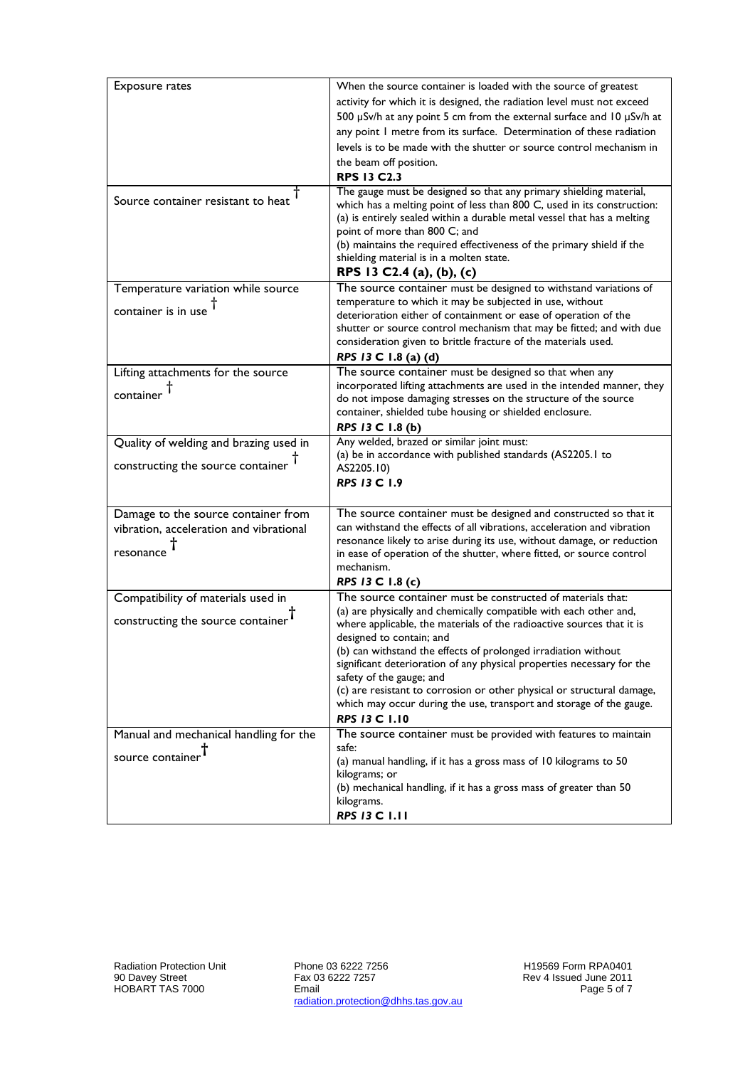| | |
|---|---|
| Exposure rates | When the source container is loaded with the source of greatest activity for which it is designed, the radiation level must not exceed 500 µSv/h at any point 5 cm from the external surface and 10 µSv/h at any point 1 metre from its surface. Determination of these radiation levels is to be made with the shutter or source control mechanism in the beam off position.<br>**RPS 13 C2.3** |
| Source container resistant to heat † | The gauge must be designed so that any primary shielding material, which has a melting point of less than 800 C, used in its construction:<br>(a) is entirely sealed within a durable metal vessel that has a melting point of more than 800 C; and<br>(b) maintains the required effectiveness of the primary shield if the shielding material is in a molten state.<br>**RPS 13 C2.4 (a), (b), (c)** |
| Temperature variation while source container is in use † | The source container must be designed to withstand variations of temperature to which it may be subjected in use, without deterioration either of containment or ease of operation of the shutter or source control mechanism that may be fitted; and with due consideration given to brittle fracture of the materials used.<br>***RPS 13* C 1.8 (a) (d)** |
| Lifting attachments for the source container † | The source container must be designed so that when any incorporated lifting attachments are used in the intended manner, they do not impose damaging stresses on the structure of the source container, shielded tube housing or shielded enclosure.<br>***RPS 13* C 1.8 (b)** |
| Quality of welding and brazing used in constructing the source container † | Any welded, brazed or similar joint must:<br>(a) be in accordance with published standards (AS2205.1 to AS2205.10)<br>***RPS 13* C 1.9** |
| Damage to the source container from vibration, acceleration and vibrational resonance † | The source container must be designed and constructed so that it can withstand the effects of all vibrations, acceleration and vibration resonance likely to arise during its use, without damage, or reduction in ease of operation of the shutter, where fitted, or source control mechanism.<br>***RPS 13* C 1.8 (c)** |
| Compatibility of materials used in constructing the source container † | The source container must be constructed of materials that:<br>(a) are physically and chemically compatible with each other and, where applicable, the materials of the radioactive sources that it is designed to contain; and<br>(b) can withstand the effects of prolonged irradiation without significant deterioration of any physical properties necessary for the safety of the gauge; and<br>(c) are resistant to corrosion or other physical or structural damage, which may occur during the use, transport and storage of the gauge.<br>***RPS 13* C 1.10** |
| Manual and mechanical handling for the source container † | The source container must be provided with features to maintain safe:<br>(a) manual handling, if it has a gross mass of 10 kilograms to 50 kilograms; or<br>(b) mechanical handling, if it has a gross mass of greater than 50 kilograms.<br>***RPS 13* C 1.11** |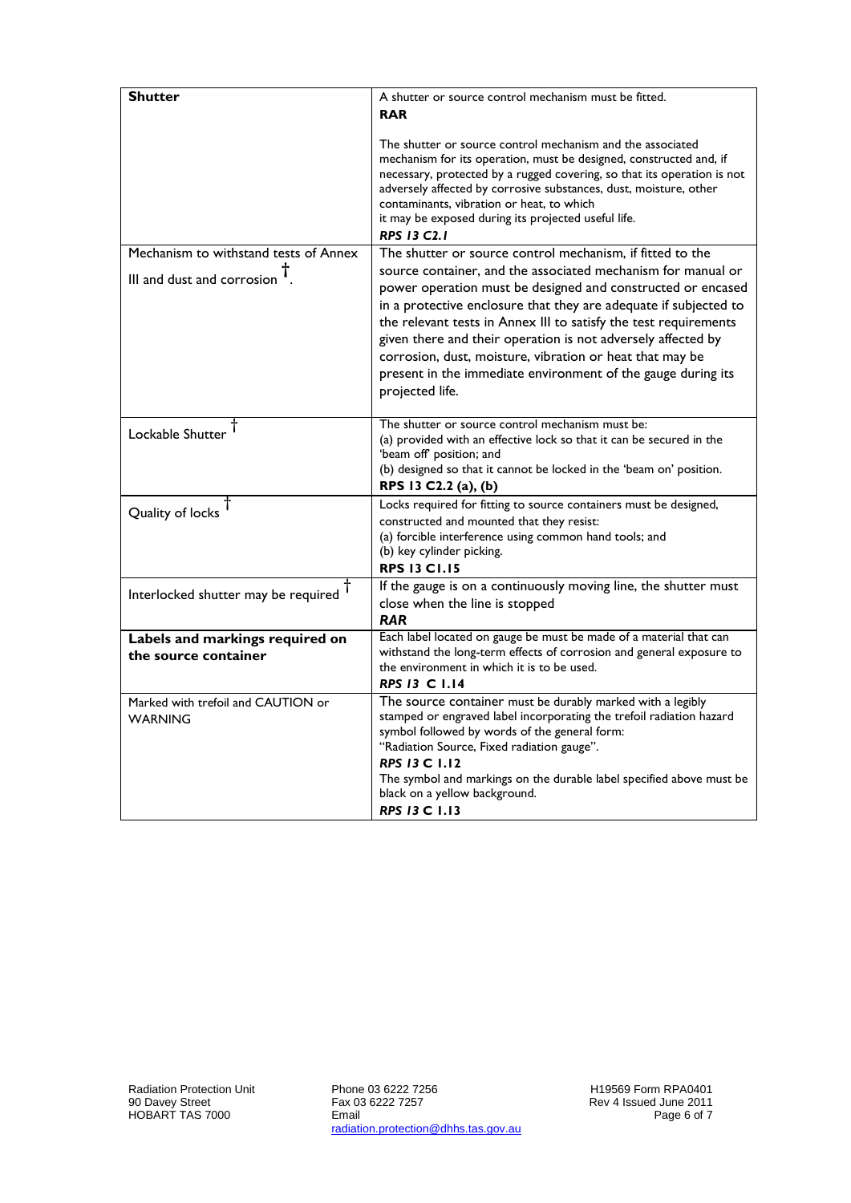| | |
|---|---|
| **Shutter** | A shutter or source control mechanism must be fitted.<br>**RAR**<br><br>The shutter or source control mechanism and the associated mechanism for its operation, must be designed, constructed and, if necessary, protected by a rugged covering, so that its operation is not adversely affected by corrosive substances, dust, moisture, other contaminants, vibration or heat, to which it may be exposed during its projected useful life.<br>***RPS 13 C2.1*** |
| Mechanism to withstand tests of Annex III and dust and corrosion †. | The shutter or source control mechanism, if fitted to the source container, and the associated mechanism for manual or power operation must be designed and constructed or encased in a protective enclosure that they are adequate if subjected to the relevant tests in Annex III to satisfy the test requirements given there and their operation is not adversely affected by corrosion, dust, moisture, vibration or heat that may be present in the immediate environment of the gauge during its projected life. |
| Lockable Shutter † | The shutter or source control mechanism must be:<br>(a) provided with an effective lock so that it can be secured in the 'beam off' position; and<br>(b) designed so that it cannot be locked in the 'beam on' position.<br>**RPS 13 C2.2 (a), (b)** |
| Quality of locks † | Locks required for fitting to source containers must be designed, constructed and mounted that they resist:<br>(a) forcible interference using common hand tools; and<br>(b) key cylinder picking.<br>**RPS 13 C1.15** |
| Interlocked shutter may be required † | If the gauge is on a continuously moving line, the shutter must close when the line is stopped<br>***RAR*** |
| **Labels and markings required on the source container** | Each label located on gauge be must be made of a material that can withstand the long-term effects of corrosion and general exposure to the environment in which it is to be used.<br>***RPS 13 C 1.14*** |
| Marked with trefoil and CAUTION or WARNING | The source container must be durably marked with a legibly stamped or engraved label incorporating the trefoil radiation hazard symbol followed by words of the general form:<br>"Radiation Source, Fixed radiation gauge".<br>***RPS 13 C 1.12***<br>The symbol and markings on the durable label specified above must be black on a yellow background.<br>***RPS 13 C 1.13*** |

Radiation Protection Unit
90 Davey Street
HOBART TAS 7000

Phone 03 6222 7256
Fax 03 6222 7257
Email
radiation.protection@dhhs.tas.gov.au

H19569 Form RPA0401
Rev 4 Issued June 2011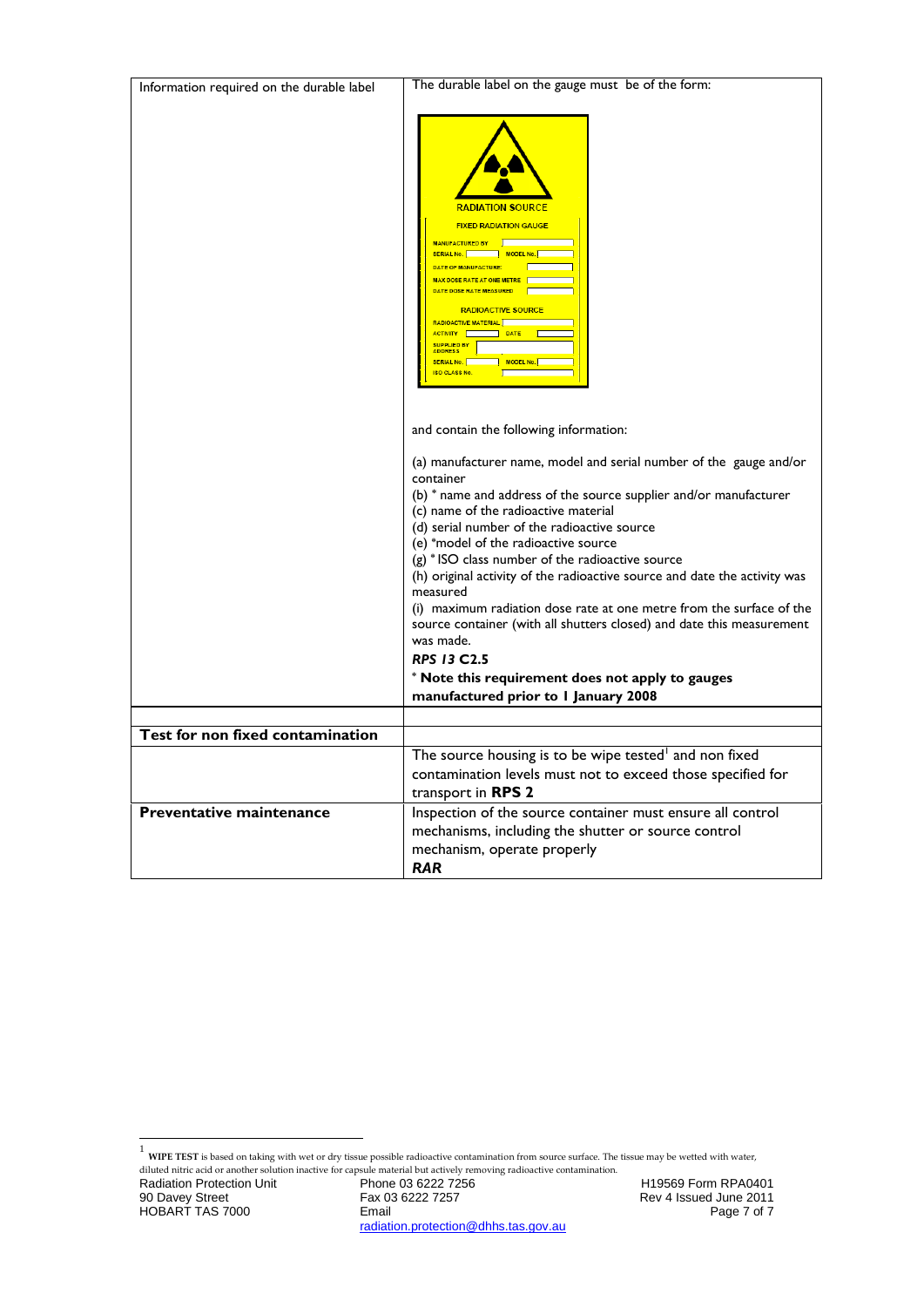| | |
|---|---|
| Information required on the durable label | The durable label on the gauge must be of the form:<br><br>RADIATION SOURCE<br>FIXED RADIATION GAUGE<br>MANUFACTURED BY<br>SERIAL No. MODEL No.<br>DATE OF MANUFACTURE<br>MAX DOSE RATE AT ONE METRE<br>DATE DOSE RATE MEASURED<br>RADIOACTIVE SOURCE<br>RADIOACTIVE MATERIAL<br>ACTIVITY DATE<br>SUPPLIED BY ADDRESS<br>SERIAL No. MODEL No.<br>ISO CLASS No.<br><br>and contain the following information:<br><br>(a) manufacturer name, model and serial number of the gauge and/or container<br>(b) * name and address of the source supplier and/or manufacturer<br>(c) name of the radioactive material<br>(d) serial number of the radioactive source<br>(e) *model of the radioactive source<br>(g) * ISO class number of the radioactive source<br>(h) original activity of the radioactive source and date the activity was measured<br>(i) maximum radiation dose rate at one metre from the surface of the source container (with all shutters closed) and date this measurement was made.<br>***RPS 13* C2.5**<br>* **Note this requirement does not apply to gauges manufactured prior to 1 January 2008** |
| | |
| **Test for non fixed contamination** | |
| | The source housing is to be wipe tested[1] and non fixed contamination levels must not to exceed those specified for transport in **RPS 2** |
| **Preventative maintenance** | Inspection of the source container must ensure all control mechanisms, including the shutter or source control mechanism, operate properly<br>***RAR*** |

[1] **WIPE TEST** is based on taking with wet or dry tissue possible radioactive contamination from source surface. The tissue may be wetted with water, diluted nitric acid or another solution inactive for capsule material but actively removing radioactive contamination.

Radiation Protection Unit
90 Davey Street
HOBART TAS 7000

Phone 03 6222 7256
Fax 03 6222 7257
Email
radiation.protection@dhhs.tas.gov.au

H19569 Form RPA0401
Rev 4 Issued June 2011